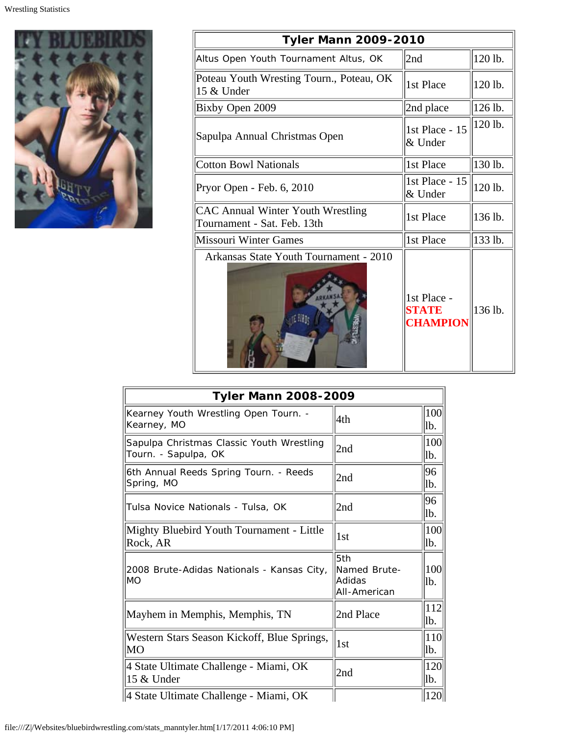| Tyler Mann 2009-2010 | | |
|---|---|---|
| Altus Open Youth Tournament Altus, OK | 2nd | 120 lb. |
| Poteau Youth Wresting Tourn., Poteau, OK 15 & Under | 1st Place | 120 lb. |
| Bixby Open 2009 | 2nd place | 126 lb. |
| Sapulpa Annual Christmas Open | 1st Place - 15 & Under | 120 lb. |
| Cotton Bowl Nationals | 1st Place | 130 lb. |
| Pryor Open - Feb. 6, 2010 | 1st Place - 15 & Under | 120 lb. |
| CAC Annual Winter Youth Wrestling Tournament - Sat. Feb. 13th | 1st Place | 136 lb. |
| Missouri Winter Games | 1st Place | 133 lb. |
| Arkansas State Youth Tournament - 2010 | 1st Place - **STATE CHAMPION** | 136 lb. |

| Tyler Mann 2008-2009 | | |
|---|---|---|
| Kearney Youth Wrestling Open Tourn. - Kearney, MO | 4th | 100 lb. |
| Sapulpa Christmas Classic Youth Wrestling Tourn. - Sapulpa, OK | 2nd | 100 lb. |
| 6th Annual Reeds Spring Tourn. - Reeds Spring, MO | 2nd | 96 lb. |
| Tulsa Novice Nationals - Tulsa, OK | 2nd | 96 lb. |
| Mighty Bluebird Youth Tournament - Little Rock, AR | 1st | 100 lb. |
| 2008 Brute-Adidas Nationals - Kansas City, MO | 5th Named Brute-Adidas All-American | 100 lb. |
| Mayhem in Memphis, Memphis, TN | 2nd Place | 112 lb. |
| Western Stars Season Kickoff, Blue Springs, MO | 1st | 110 lb. |
| 4 State Ultimate Challenge - Miami, OK 15 & Under | 2nd | 120 lb. |
| 4 State Ultimate Challenge - Miami, OK | | 120 |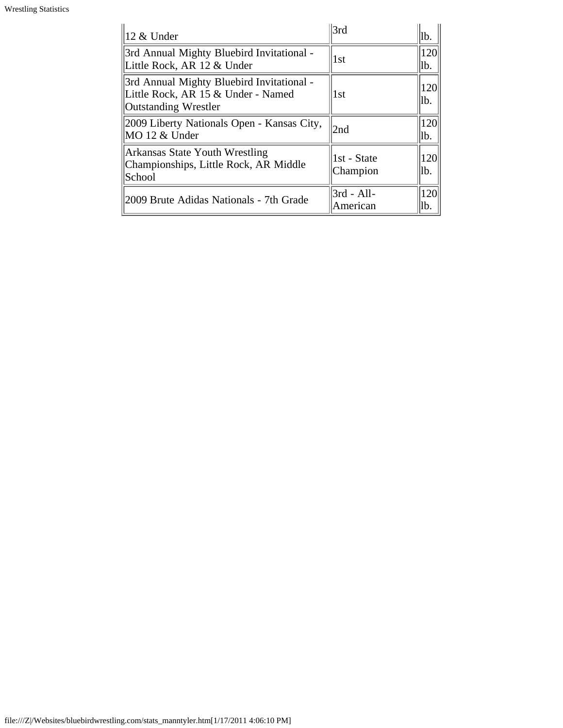| | | |
|---|---|---|
| 12 & Under | 3rd | lb. |
| 3rd Annual Mighty Bluebird Invitational - Little Rock, AR 12 & Under | 1st | 120 lb. |
| 3rd Annual Mighty Bluebird Invitational - Little Rock, AR 15 & Under - Named Outstanding Wrestler | 1st | 120 lb. |
| 2009 Liberty Nationals Open - Kansas City, MO 12 & Under | 2nd | 120 lb. |
| Arkansas State Youth Wrestling Championships, Little Rock, AR Middle School | 1st - State Champion | 120 lb. |
| 2009 Brute Adidas Nationals - 7th Grade | 3rd - All-American | 120 lb. |